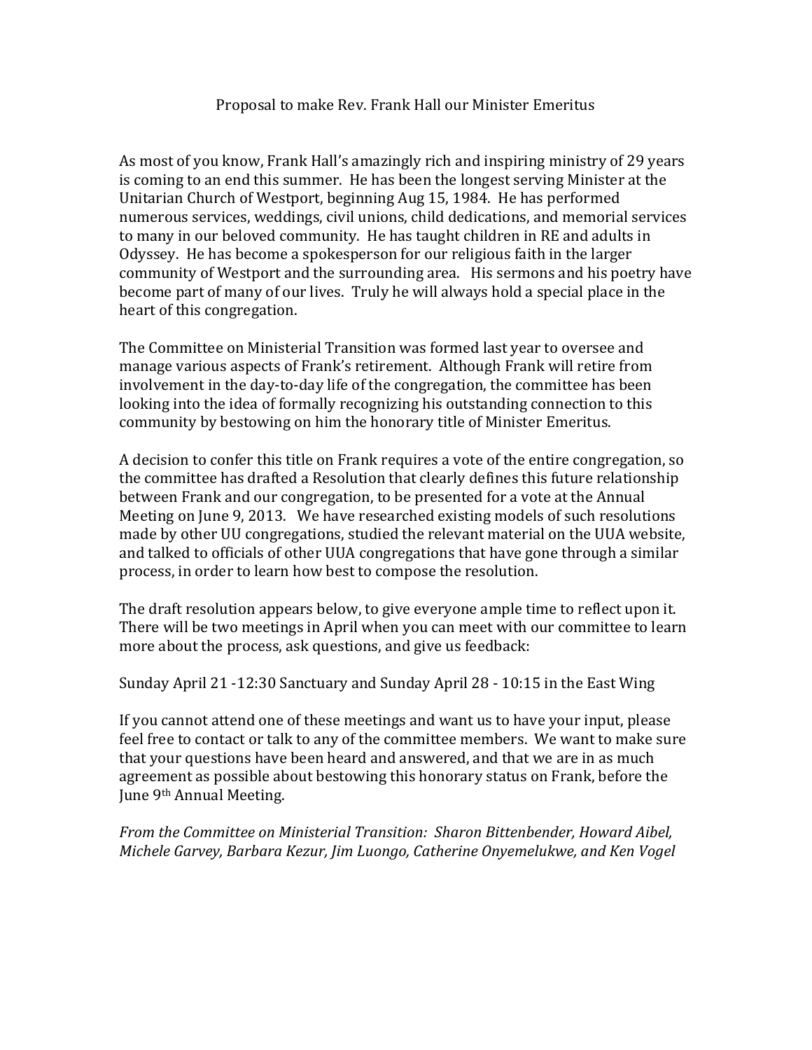# Proposal to make Rev. Frank Hall our Minister Emeritus

As most of you know, Frank Hall's amazingly rich and inspiring ministry of 29 years is coming to an end this summer. He has been the longest serving Minister at the Unitarian Church of Westport, beginning Aug 15, 1984. He has performed numerous services, weddings, civil unions, child dedications, and memorial services to many in our beloved community. He has taught children in RE and adults in Odyssey. He has become a spokesperson for our religious faith in the larger community of Westport and the surrounding area. His sermons and his poetry have become part of many of our lives. Truly he will always hold a special place in the heart of this congregation.

The Committee on Ministerial Transition was formed last year to oversee and manage various aspects of Frank's retirement. Although Frank will retire from involvement in the day-to-day life of the congregation, the committee has been looking into the idea of formally recognizing his outstanding connection to this community by bestowing on him the honorary title of Minister Emeritus.

A decision to confer this title on Frank requires a vote of the entire congregation, so the committee has drafted a Resolution that clearly defines this future relationship between Frank and our congregation, to be presented for a vote at the Annual Meeting on June 9, 2013. We have researched existing models of such resolutions made by other UU congregations, studied the relevant material on the UUA website, and talked to officials of other UUA congregations that have gone through a similar process, in order to learn how best to compose the resolution.

The draft resolution appears below, to give everyone ample time to reflect upon it. There will be two meetings in April when you can meet with our committee to learn more about the process, ask questions, and give us feedback:

Sunday April 21 -12:30 Sanctuary and Sunday April 28 - 10:15 in the East Wing

If you cannot attend one of these meetings and want us to have your input, please feel free to contact or talk to any of the committee members. We want to make sure that your questions have been heard and answered, and that we are in as much agreement as possible about bestowing this honorary status on Frank, before the June 9th Annual Meeting.

*From the Committee on Ministerial Transition: Sharon Bittenbender, Howard Aibel, Michele Garvey, Barbara Kezur, Jim Luongo, Catherine Onyemelukwe, and Ken Vogel*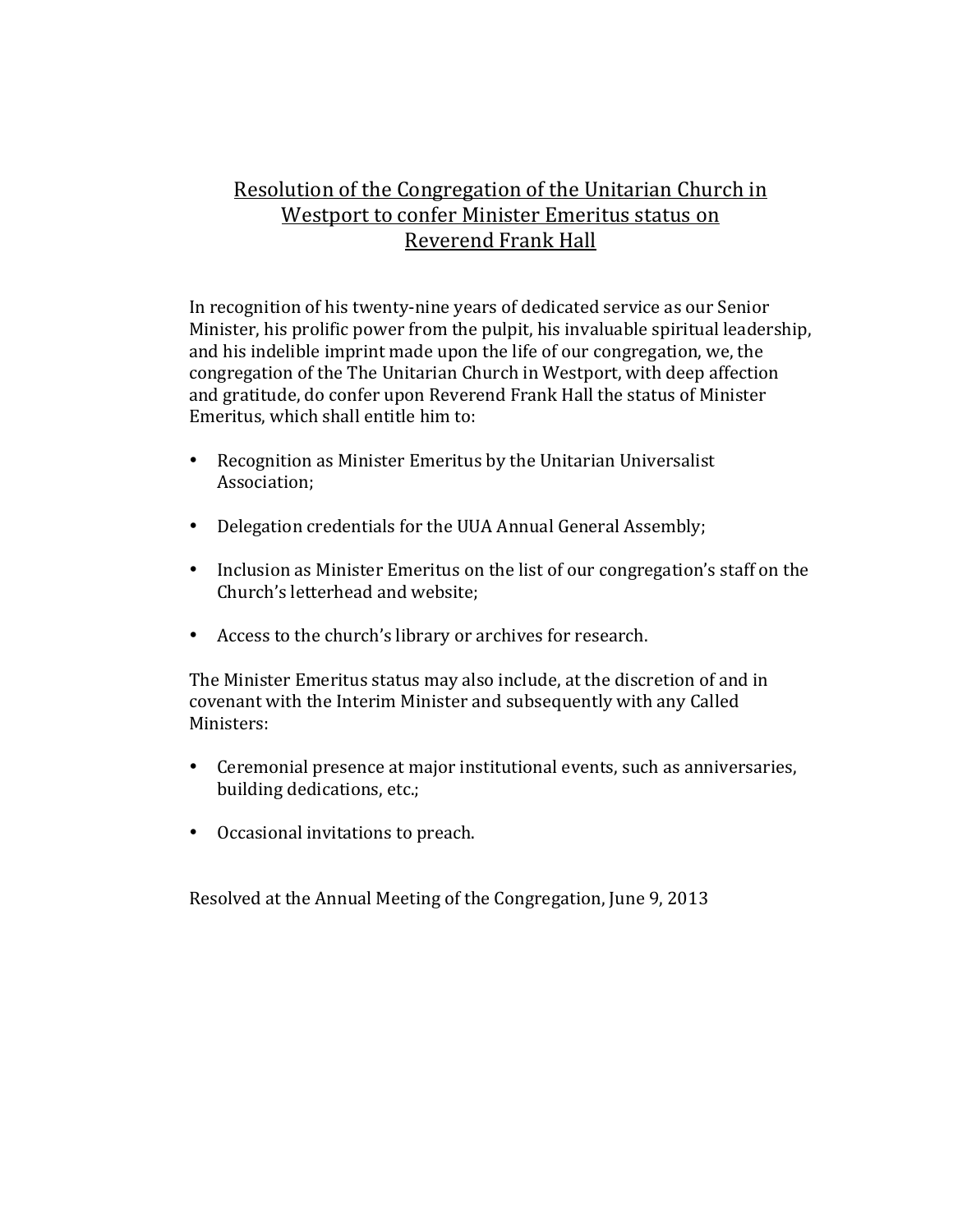# Resolution of the Congregation of the Unitarian Church in Westport to confer Minister Emeritus status on Reverend Frank Hall

In recognition of his twenty-nine years of dedicated service as our Senior Minister, his prolific power from the pulpit, his invaluable spiritual leadership, and his indelible imprint made upon the life of our congregation, we, the congregation of the The Unitarian Church in Westport, with deep affection and gratitude, do confer upon Reverend Frank Hall the status of Minister Emeritus, which shall entitle him to:

- Recognition as Minister Emeritus by the Unitarian Universalist Association;
- Delegation credentials for the UUA Annual General Assembly;
- Inclusion as Minister Emeritus on the list of our congregation's staff on the Church's letterhead and website;
- Access to the church's library or archives for research.

The Minister Emeritus status may also include, at the discretion of and in covenant with the Interim Minister and subsequently with any Called Ministers:

- Ceremonial presence at major institutional events, such as anniversaries, building dedications, etc.;
- Occasional invitations to preach.

Resolved at the Annual Meeting of the Congregation, June 9, 2013